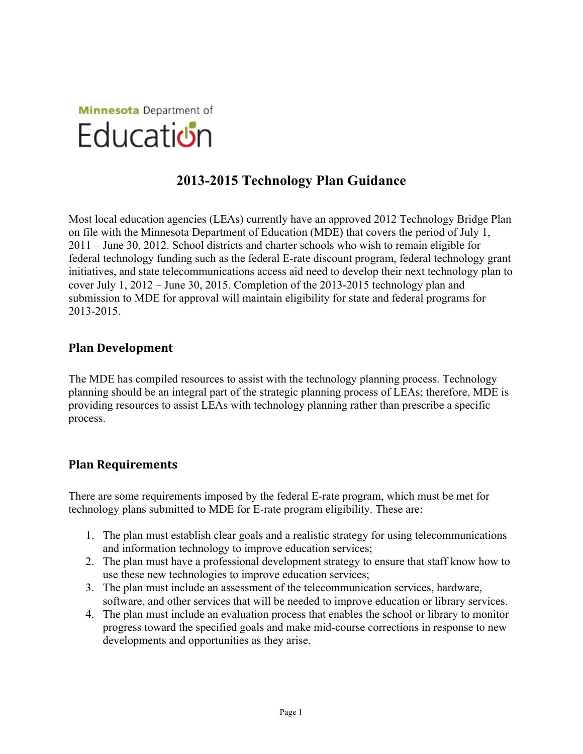Minnesota Department of

Education

# 2013-2015 Technology Plan Guidance

Most local education agencies (LEAs) currently have an approved 2012 Technology Bridge Plan on file with the Minnesota Department of Education (MDE) that covers the period of July 1, 2011 – June 30, 2012. School districts and charter schools who wish to remain eligible for federal technology funding such as the federal E-rate discount program, federal technology grant initiatives, and state telecommunications access aid need to develop their next technology plan to cover July 1, 2012 – June 30, 2015. Completion of the 2013-2015 technology plan and submission to MDE for approval will maintain eligibility for state and federal programs for 2013-2015.

## Plan Development

The MDE has compiled resources to assist with the technology planning process. Technology planning should be an integral part of the strategic planning process of LEAs; therefore, MDE is providing resources to assist LEAs with technology planning rather than prescribe a specific process.

## Plan Requirements

There are some requirements imposed by the federal E-rate program, which must be met for technology plans submitted to MDE for E-rate program eligibility. These are:

1. The plan must establish clear goals and a realistic strategy for using telecommunications and information technology to improve education services;
2. The plan must have a professional development strategy to ensure that staff know how to use these new technologies to improve education services;
3. The plan must include an assessment of the telecommunication services, hardware, software, and other services that will be needed to improve education or library services.
4. The plan must include an evaluation process that enables the school or library to monitor progress toward the specified goals and make mid-course corrections in response to new developments and opportunities as they arise.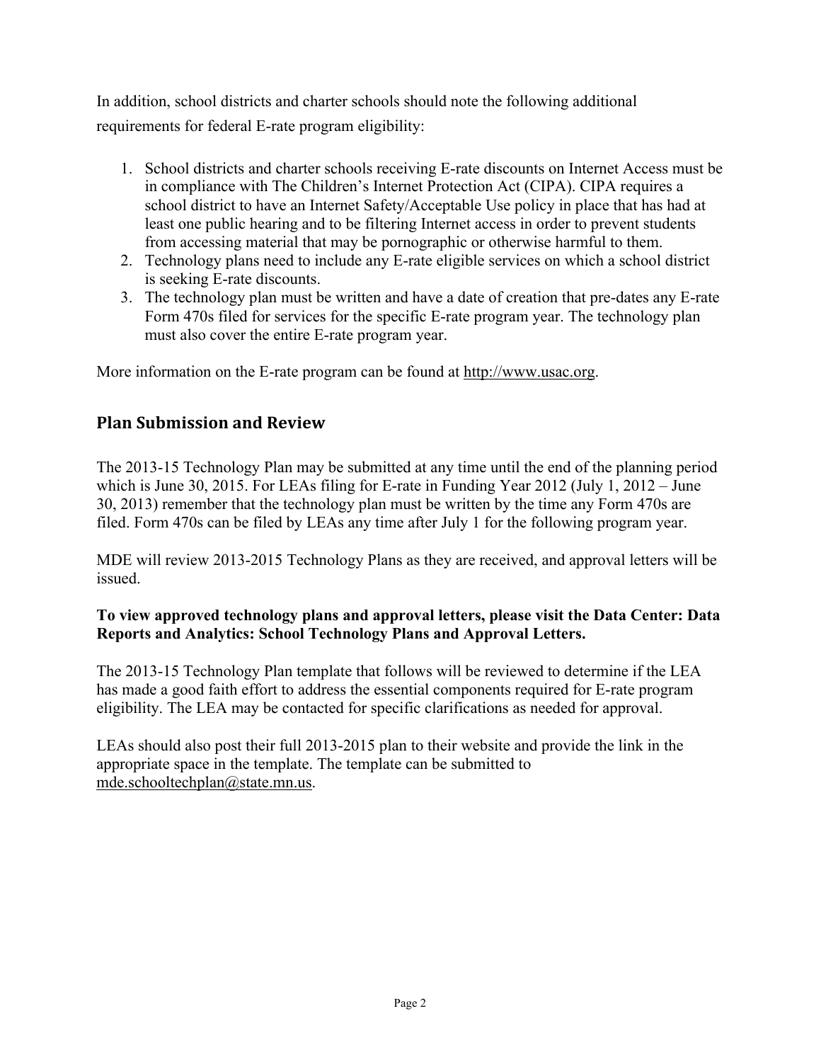In addition, school districts and charter schools should note the following additional requirements for federal E-rate program eligibility:

1. School districts and charter schools receiving E-rate discounts on Internet Access must be in compliance with The Children's Internet Protection Act (CIPA). CIPA requires a school district to have an Internet Safety/Acceptable Use policy in place that has had at least one public hearing and to be filtering Internet access in order to prevent students from accessing material that may be pornographic or otherwise harmful to them.
2. Technology plans need to include any E-rate eligible services on which a school district is seeking E-rate discounts.
3. The technology plan must be written and have a date of creation that pre-dates any E-rate Form 470s filed for services for the specific E-rate program year. The technology plan must also cover the entire E-rate program year.

More information on the E-rate program can be found at http://www.usac.org.

## Plan Submission and Review

The 2013-15 Technology Plan may be submitted at any time until the end of the planning period which is June 30, 2015. For LEAs filing for E-rate in Funding Year 2012 (July 1, 2012 – June 30, 2013) remember that the technology plan must be written by the time any Form 470s are filed. Form 470s can be filed by LEAs any time after July 1 for the following program year.

MDE will review 2013-2015 Technology Plans as they are received, and approval letters will be issued.

**To view approved technology plans and approval letters, please visit the Data Center: Data Reports and Analytics: School Technology Plans and Approval Letters.**

The 2013-15 Technology Plan template that follows will be reviewed to determine if the LEA has made a good faith effort to address the essential components required for E-rate program eligibility. The LEA may be contacted for specific clarifications as needed for approval.

LEAs should also post their full 2013-2015 plan to their website and provide the link in the appropriate space in the template. The template can be submitted to mde.schooltechplan@state.mn.us.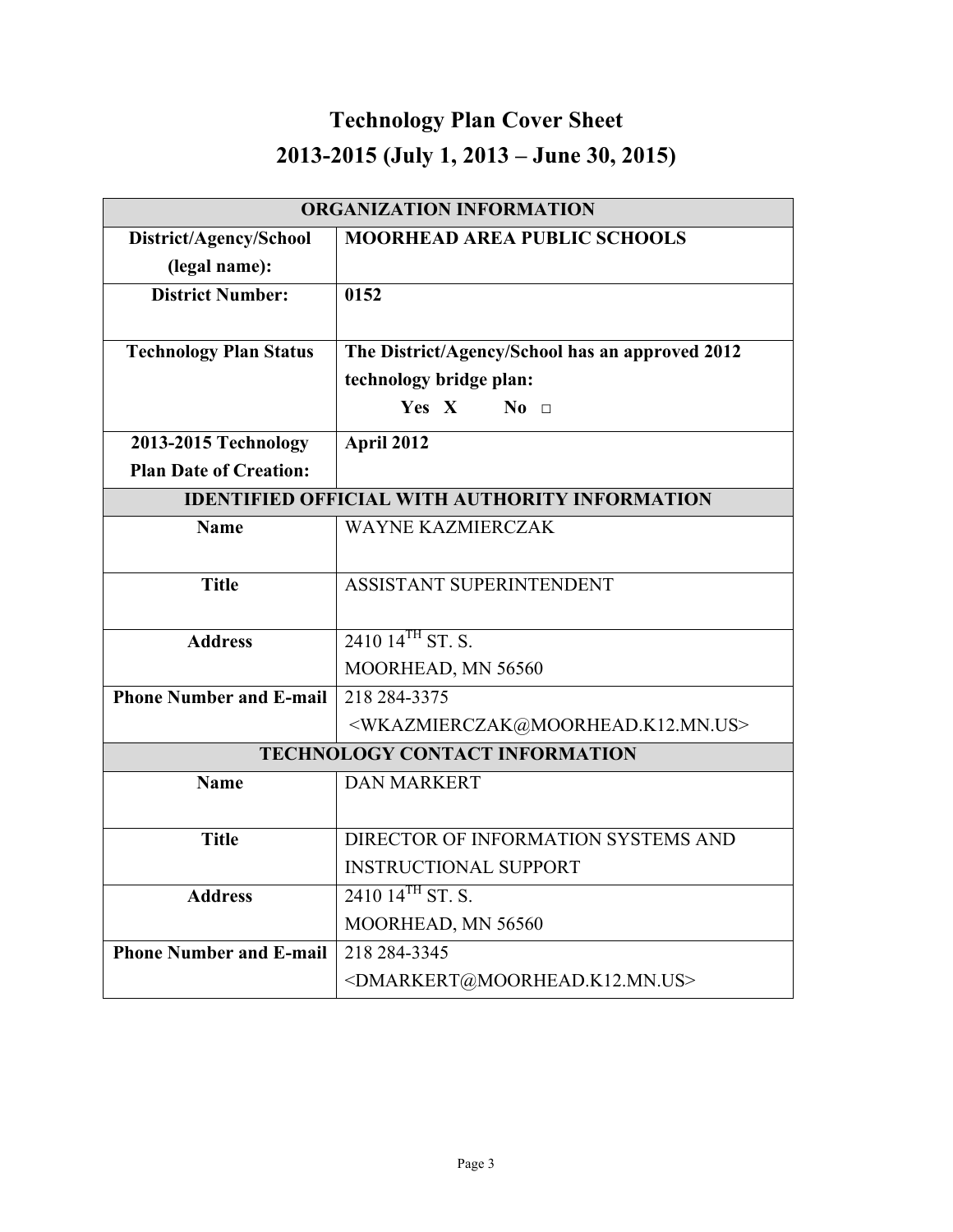# Technology Plan Cover Sheet

# 2013-2015 (July 1, 2013 – June 30, 2015)

| ORGANIZATION INFORMATION | |
|---|---|
| **District/Agency/School (legal name):** | **MOORHEAD AREA PUBLIC SCHOOLS** |
| **District Number:** | **0152** |
| **Technology Plan Status** | **The District/Agency/School has an approved 2012 technology bridge plan:** **Yes X No □** |
| **2013-2015 Technology Plan Date of Creation:** | **April 2012** |
| **IDENTIFIED OFFICIAL WITH AUTHORITY INFORMATION** | |
| **Name** | WAYNE KAZMIERCZAK |
| **Title** | ASSISTANT SUPERINTENDENT |
| **Address** | 2410 14TH ST. S. MOORHEAD, MN 56560 |
| **Phone Number and E-mail** | 218 284-3375 <WKAZMIERCZAK@MOORHEAD.K12.MN.US> |
| **TECHNOLOGY CONTACT INFORMATION** | |
| **Name** | DAN MARKERT |
| **Title** | DIRECTOR OF INFORMATION SYSTEMS AND INSTRUCTIONAL SUPPORT |
| **Address** | 2410 14TH ST. S. MOORHEAD, MN 56560 |
| **Phone Number and E-mail** | 218 284-3345 <DMARKERT@MOORHEAD.K12.MN.US> |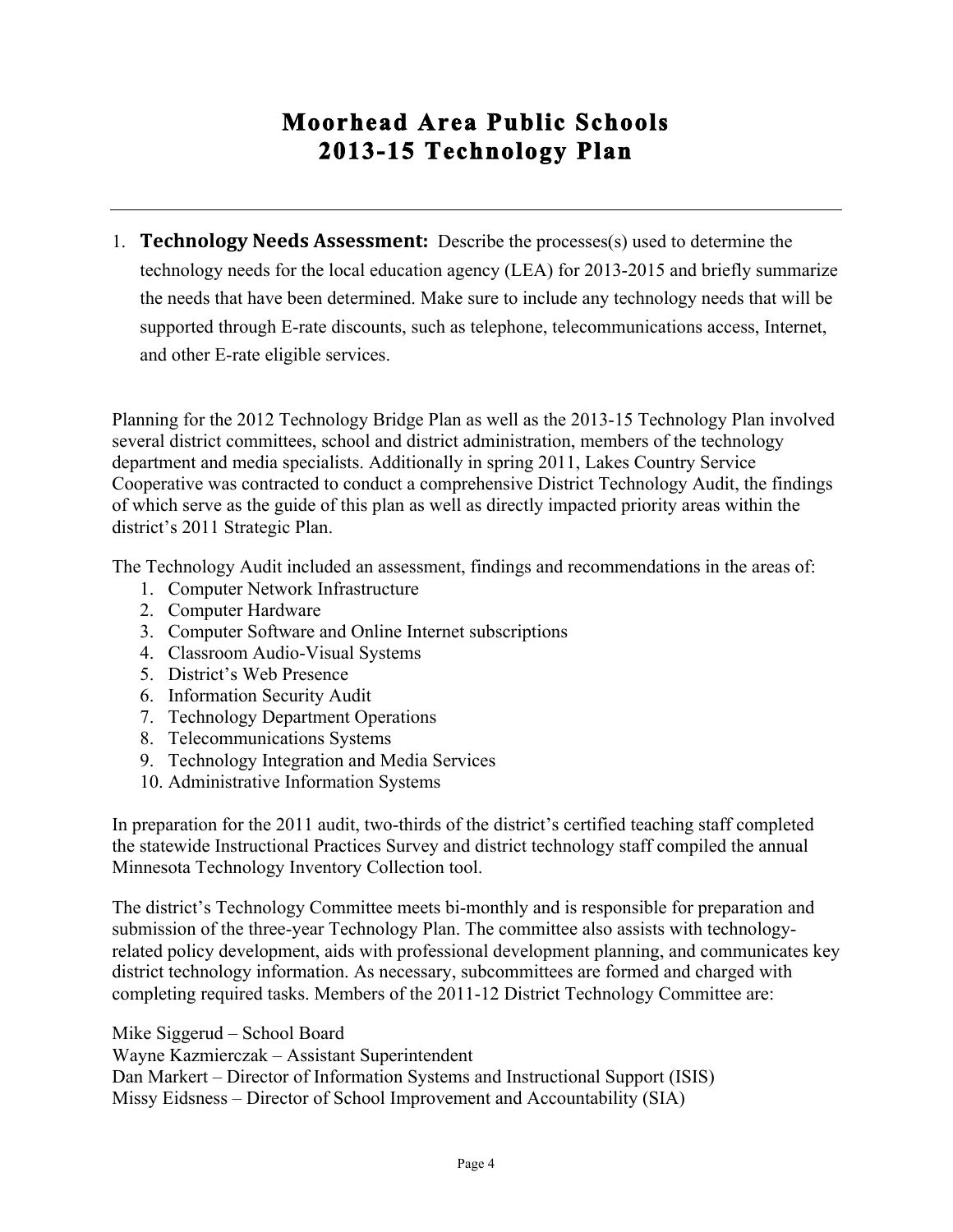# Moorhead Area Public Schools
# 2013-15 Technology Plan

---

1. **Technology Needs Assessment:** Describe the processes(s) used to determine the technology needs for the local education agency (LEA) for 2013-2015 and briefly summarize the needs that have been determined. Make sure to include any technology needs that will be supported through E-rate discounts, such as telephone, telecommunications access, Internet, and other E-rate eligible services.

Planning for the 2012 Technology Bridge Plan as well as the 2013-15 Technology Plan involved several district committees, school and district administration, members of the technology department and media specialists. Additionally in spring 2011, Lakes Country Service Cooperative was contracted to conduct a comprehensive District Technology Audit, the findings of which serve as the guide of this plan as well as directly impacted priority areas within the district's 2011 Strategic Plan.

The Technology Audit included an assessment, findings and recommendations in the areas of:

1. Computer Network Infrastructure
2. Computer Hardware
3. Computer Software and Online Internet subscriptions
4. Classroom Audio-Visual Systems
5. District's Web Presence
6. Information Security Audit
7. Technology Department Operations
8. Telecommunications Systems
9. Technology Integration and Media Services
10. Administrative Information Systems

In preparation for the 2011 audit, two-thirds of the district's certified teaching staff completed the statewide Instructional Practices Survey and district technology staff compiled the annual Minnesota Technology Inventory Collection tool.

The district's Technology Committee meets bi-monthly and is responsible for preparation and submission of the three-year Technology Plan. The committee also assists with technology-related policy development, aids with professional development planning, and communicates key district technology information. As necessary, subcommittees are formed and charged with completing required tasks. Members of the 2011-12 District Technology Committee are:

Mike Siggerud – School Board  
Wayne Kazmierczak – Assistant Superintendent  
Dan Markert – Director of Information Systems and Instructional Support (ISIS)  
Missy Eidsness – Director of School Improvement and Accountability (SIA)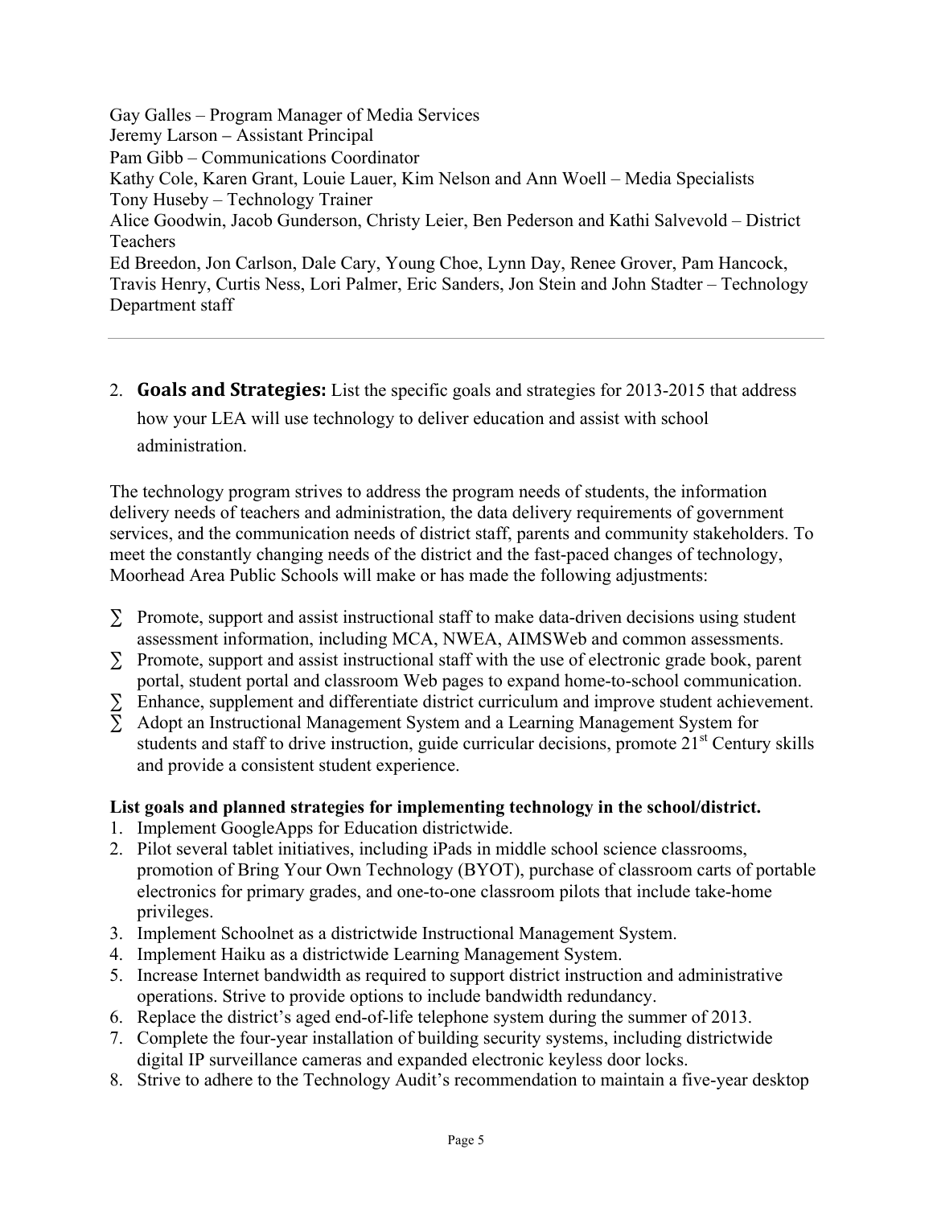Gay Galles – Program Manager of Media Services
Jeremy Larson – Assistant Principal
Pam Gibb – Communications Coordinator
Kathy Cole, Karen Grant, Louie Lauer, Kim Nelson and Ann Woell – Media Specialists
Tony Huseby – Technology Trainer
Alice Goodwin, Jacob Gunderson, Christy Leier, Ben Pederson and Kathi Salvevold – District Teachers
Ed Breedon, Jon Carlson, Dale Cary, Young Choe, Lynn Day, Renee Grover, Pam Hancock, Travis Henry, Curtis Ness, Lori Palmer, Eric Sanders, Jon Stein and John Stadter – Technology Department staff

---

2. **Goals and Strategies:** List the specific goals and strategies for 2013-2015 that address how your LEA will use technology to deliver education and assist with school administration.

The technology program strives to address the program needs of students, the information delivery needs of teachers and administration, the data delivery requirements of government services, and the communication needs of district staff, parents and community stakeholders. To meet the constantly changing needs of the district and the fast-paced changes of technology, Moorhead Area Public Schools will make or has made the following adjustments:

- Promote, support and assist instructional staff to make data-driven decisions using student assessment information, including MCA, NWEA, AIMSWeb and common assessments.
- Promote, support and assist instructional staff with the use of electronic grade book, parent portal, student portal and classroom Web pages to expand home-to-school communication.
- Enhance, supplement and differentiate district curriculum and improve student achievement.
- Adopt an Instructional Management System and a Learning Management System for students and staff to drive instruction, guide curricular decisions, promote 21st Century skills and provide a consistent student experience.

**List goals and planned strategies for implementing technology in the school/district.**

1. Implement GoogleApps for Education districtwide.
2. Pilot several tablet initiatives, including iPads in middle school science classrooms, promotion of Bring Your Own Technology (BYOT), purchase of classroom carts of portable electronics for primary grades, and one-to-one classroom pilots that include take-home privileges.
3. Implement Schoolnet as a districtwide Instructional Management System.
4. Implement Haiku as a districtwide Learning Management System.
5. Increase Internet bandwidth as required to support district instruction and administrative operations. Strive to provide options to include bandwidth redundancy.
6. Replace the district's aged end-of-life telephone system during the summer of 2013.
7. Complete the four-year installation of building security systems, including districtwide digital IP surveillance cameras and expanded electronic keyless door locks.
8. Strive to adhere to the Technology Audit's recommendation to maintain a five-year desktop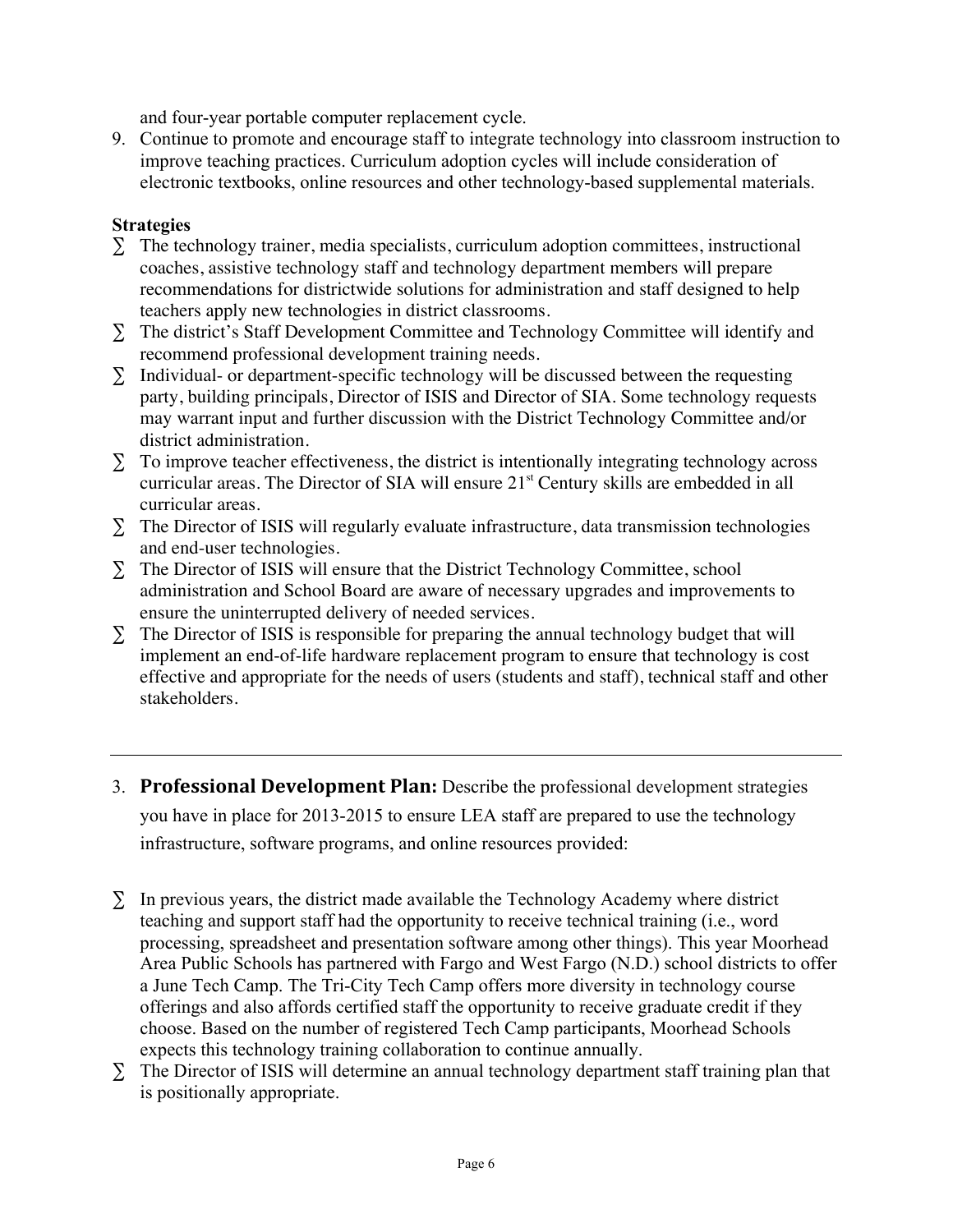and four-year portable computer replacement cycle.

9. Continue to promote and encourage staff to integrate technology into classroom instruction to improve teaching practices. Curriculum adoption cycles will include consideration of electronic textbooks, online resources and other technology-based supplemental materials.

**Strategies**

- The technology trainer, media specialists, curriculum adoption committees, instructional coaches, assistive technology staff and technology department members will prepare recommendations for districtwide solutions for administration and staff designed to help teachers apply new technologies in district classrooms.
- The district's Staff Development Committee and Technology Committee will identify and recommend professional development training needs.
- Individual- or department-specific technology will be discussed between the requesting party, building principals, Director of ISIS and Director of SIA. Some technology requests may warrant input and further discussion with the District Technology Committee and/or district administration.
- To improve teacher effectiveness, the district is intentionally integrating technology across curricular areas. The Director of SIA will ensure 21st Century skills are embedded in all curricular areas.
- The Director of ISIS will regularly evaluate infrastructure, data transmission technologies and end-user technologies.
- The Director of ISIS will ensure that the District Technology Committee, school administration and School Board are aware of necessary upgrades and improvements to ensure the uninterrupted delivery of needed services.
- The Director of ISIS is responsible for preparing the annual technology budget that will implement an end-of-life hardware replacement program to ensure that technology is cost effective and appropriate for the needs of users (students and staff), technical staff and other stakeholders.

---

3. **Professional Development Plan:** Describe the professional development strategies you have in place for 2013-2015 to ensure LEA staff are prepared to use the technology infrastructure, software programs, and online resources provided:

- In previous years, the district made available the Technology Academy where district teaching and support staff had the opportunity to receive technical training (i.e., word processing, spreadsheet and presentation software among other things). This year Moorhead Area Public Schools has partnered with Fargo and West Fargo (N.D.) school districts to offer a June Tech Camp. The Tri-City Tech Camp offers more diversity in technology course offerings and also affords certified staff the opportunity to receive graduate credit if they choose. Based on the number of registered Tech Camp participants, Moorhead Schools expects this technology training collaboration to continue annually.
- The Director of ISIS will determine an annual technology department staff training plan that is positionally appropriate.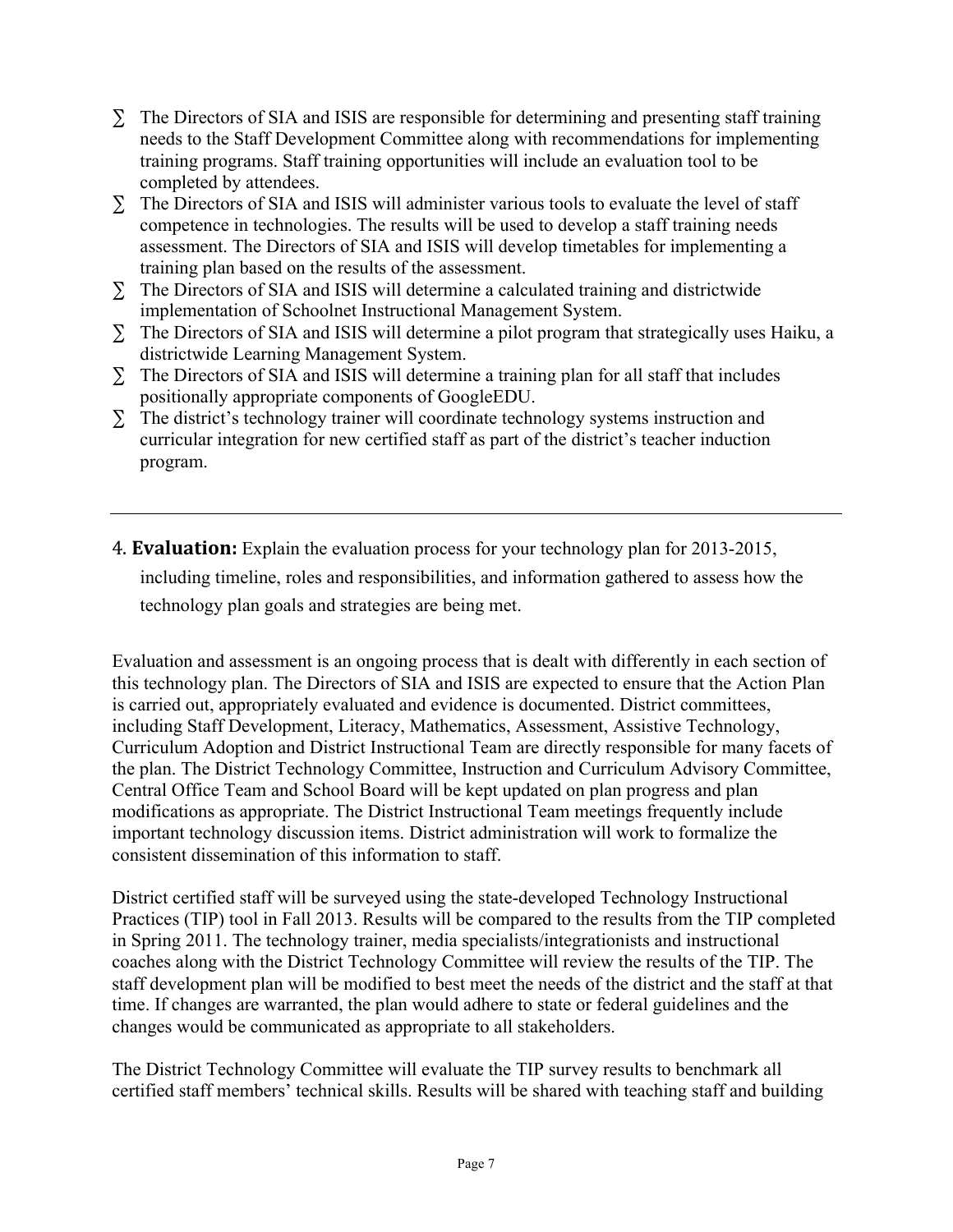- The Directors of SIA and ISIS are responsible for determining and presenting staff training needs to the Staff Development Committee along with recommendations for implementing training programs. Staff training opportunities will include an evaluation tool to be completed by attendees.
- The Directors of SIA and ISIS will administer various tools to evaluate the level of staff competence in technologies. The results will be used to develop a staff training needs assessment. The Directors of SIA and ISIS will develop timetables for implementing a training plan based on the results of the assessment.
- The Directors of SIA and ISIS will determine a calculated training and districtwide implementation of Schoolnet Instructional Management System.
- The Directors of SIA and ISIS will determine a pilot program that strategically uses Haiku, a districtwide Learning Management System.
- The Directors of SIA and ISIS will determine a training plan for all staff that includes positionally appropriate components of GoogleEDU.
- The district's technology trainer will coordinate technology systems instruction and curricular integration for new certified staff as part of the district's teacher induction program.

---

4. **Evaluation:** Explain the evaluation process for your technology plan for 2013-2015, including timeline, roles and responsibilities, and information gathered to assess how the technology plan goals and strategies are being met.

Evaluation and assessment is an ongoing process that is dealt with differently in each section of this technology plan. The Directors of SIA and ISIS are expected to ensure that the Action Plan is carried out, appropriately evaluated and evidence is documented. District committees, including Staff Development, Literacy, Mathematics, Assessment, Assistive Technology, Curriculum Adoption and District Instructional Team are directly responsible for many facets of the plan. The District Technology Committee, Instruction and Curriculum Advisory Committee, Central Office Team and School Board will be kept updated on plan progress and plan modifications as appropriate. The District Instructional Team meetings frequently include important technology discussion items. District administration will work to formalize the consistent dissemination of this information to staff.

District certified staff will be surveyed using the state-developed Technology Instructional Practices (TIP) tool in Fall 2013. Results will be compared to the results from the TIP completed in Spring 2011. The technology trainer, media specialists/integrationists and instructional coaches along with the District Technology Committee will review the results of the TIP. The staff development plan will be modified to best meet the needs of the district and the staff at that time. If changes are warranted, the plan would adhere to state or federal guidelines and the changes would be communicated as appropriate to all stakeholders.

The District Technology Committee will evaluate the TIP survey results to benchmark all certified staff members' technical skills. Results will be shared with teaching staff and building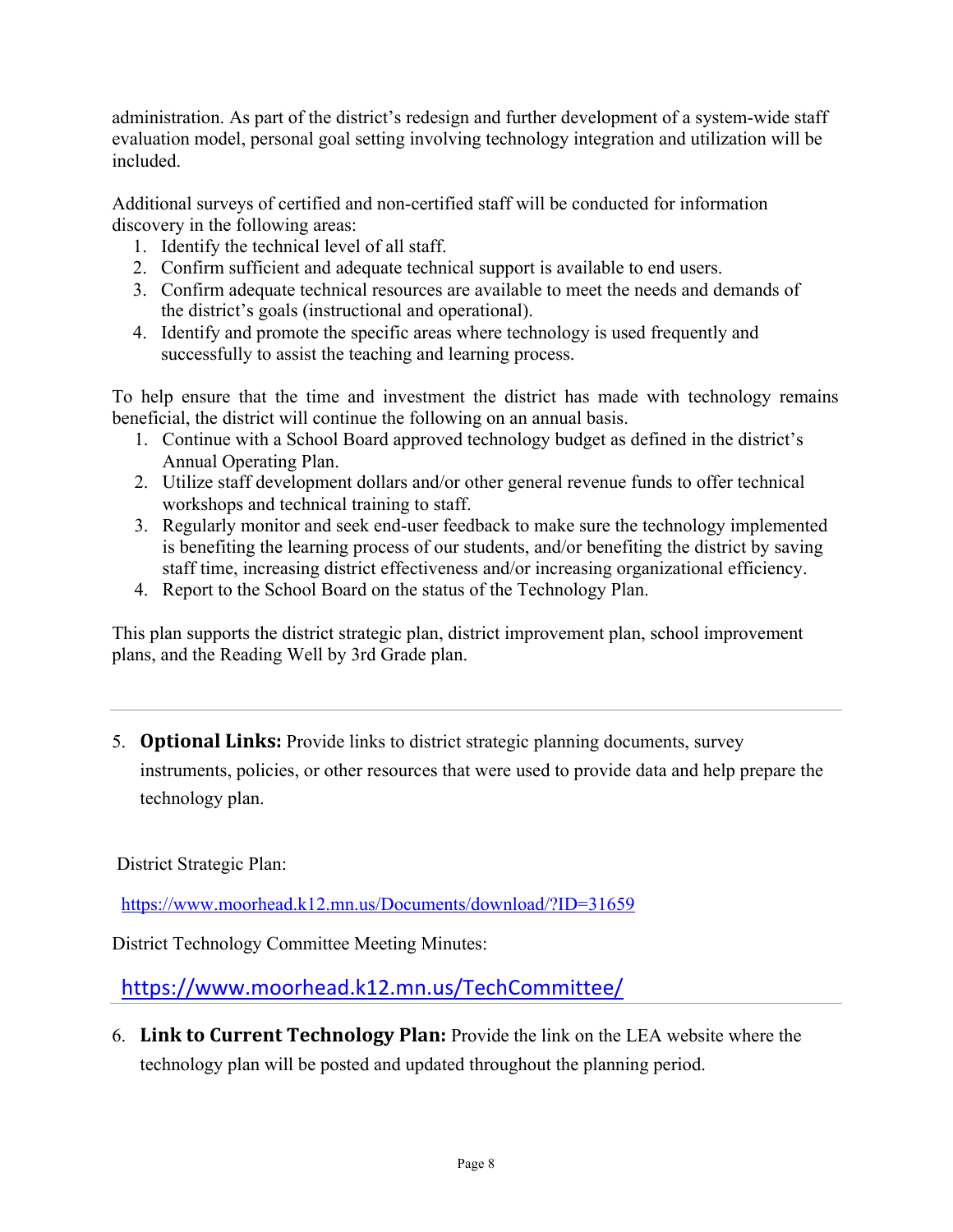administration. As part of the district's redesign and further development of a system-wide staff evaluation model, personal goal setting involving technology integration and utilization will be included.

Additional surveys of certified and non-certified staff will be conducted for information discovery in the following areas:

1. Identify the technical level of all staff.
2. Confirm sufficient and adequate technical support is available to end users.
3. Confirm adequate technical resources are available to meet the needs and demands of the district's goals (instructional and operational).
4. Identify and promote the specific areas where technology is used frequently and successfully to assist the teaching and learning process.

To help ensure that the time and investment the district has made with technology remains beneficial, the district will continue the following on an annual basis.

1. Continue with a School Board approved technology budget as defined in the district's Annual Operating Plan.
2. Utilize staff development dollars and/or other general revenue funds to offer technical workshops and technical training to staff.
3. Regularly monitor and seek end-user feedback to make sure the technology implemented is benefiting the learning process of our students, and/or benefiting the district by saving staff time, increasing district effectiveness and/or increasing organizational efficiency.
4. Report to the School Board on the status of the Technology Plan.

This plan supports the district strategic plan, district improvement plan, school improvement plans, and the Reading Well by 3rd Grade plan.

---

5. **Optional Links:** Provide links to district strategic planning documents, survey instruments, policies, or other resources that were used to provide data and help prepare the technology plan.

District Strategic Plan:

https://www.moorhead.k12.mn.us/Documents/download/?ID=31659

District Technology Committee Meeting Minutes:

https://www.moorhead.k12.mn.us/TechCommittee/

---

6. **Link to Current Technology Plan:** Provide the link on the LEA website where the technology plan will be posted and updated throughout the planning period.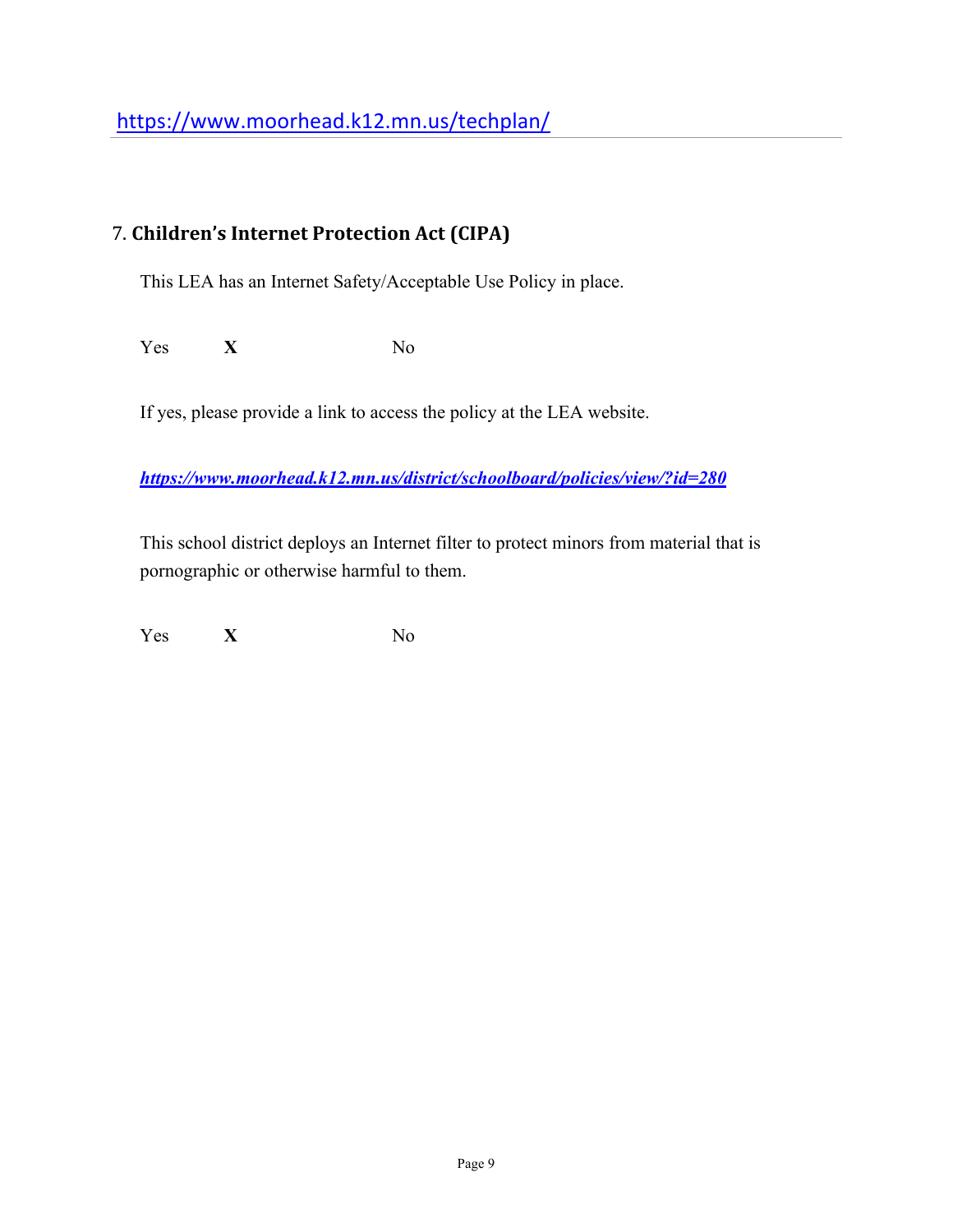https://www.moorhead.k12.mn.us/techplan/

## 7. Children's Internet Protection Act (CIPA)

This LEA has an Internet Safety/Acceptable Use Policy in place.

Yes **X** No

If yes, please provide a link to access the policy at the LEA website.

***https://www.moorhead.k12.mn.us/district/schoolboard/policies/view/?id=280***

This school district deploys an Internet filter to protect minors from material that is pornographic or otherwise harmful to them.

Yes **X** No